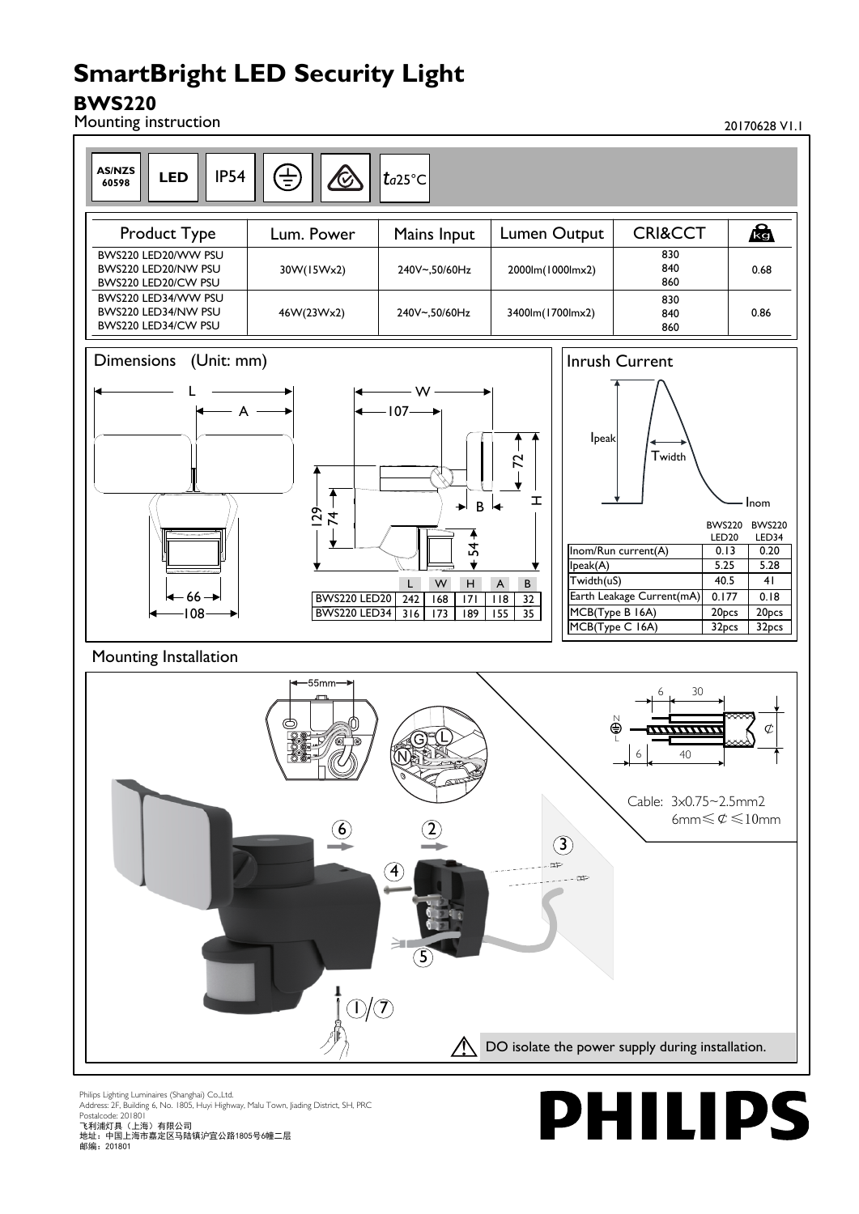# SmartBright LED Security Light

## BWS220

Mounting instruction

20170628 V1.1

AS/NZS 60598 | LED | IP54 | $t_a$25°C

| Product Type | Lum. Power | Mains Input | Lumen Output | CRI&CCT | kg |
|---|---|---|---|---|---|
| BWS220 LED20/WW PSU<br>BWS220 LED20/NW PSU<br>BWS220 LED20/CW PSU | 30W(15Wx2) | 240V~,50/60Hz | 2000lm(1000lmx2) | 830<br>840<br>860 | 0.68 |
| BWS220 LED34/WW PSU<br>BWS220 LED34/NW PSU<br>BWS220 LED34/CW PSU | 46W(23Wx2) | 240V~,50/60Hz | 3400lm(1700lmx2) | 830<br>840<br>860 | 0.86 |

## Dimensions (Unit: mm)

| | L | W | H | A | B |
|---|---|---|---|---|---|
| BWS220 LED20 | 242 | 168 | 171 | 118 | 32 |
| BWS220 LED34 | 316 | 173 | 189 | 155 | 35 |

## Inrush Current

| | BWS220 LED20 | BWS220 LED34 |
|---|---|---|
| Inom/Run current(A) | 0.13 | 0.20 |
| Ipeak(A) | 5.25 | 5.28 |
| Twidth(uS) | 40.5 | 41 |
| Earth Leakage Current(mA) | 0.177 | 0.18 |
| MCB(Type B 16A) | 20pcs | 20pcs |
| MCB(Type C 16A) | 32pcs | 32pcs |

## Mounting Installation

Cable: 3x0.75~2.5mm2
6mm≤ Ȼ ≤10mm

DO isolate the power supply during installation.

Philips Lighting Luminaires (Shanghai) Co.,Ltd.
Address: 2F, Building 6, No. 1805, Huyi Highway, Malu Town, Jiading District, SH, PRC
Postalcode: 201801
飞利浦灯具（上海）有限公司
地址：中国上海市嘉定区马陆镇沪宜公路1805号6幢二层
邮编：201801

PHILIPS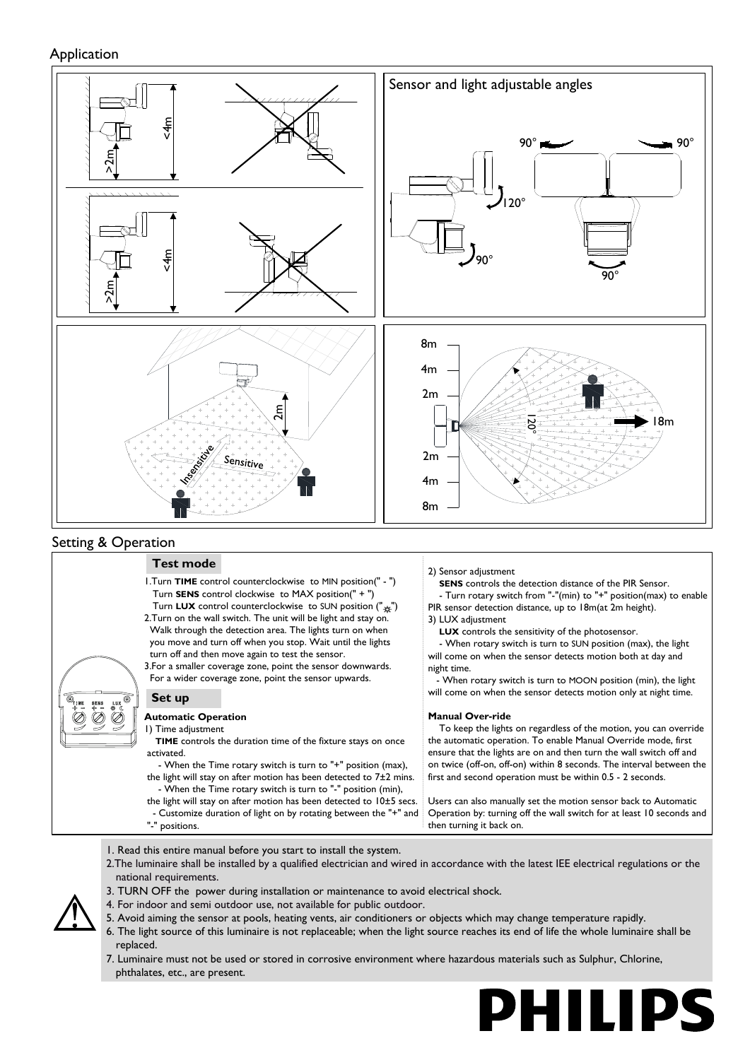## Application

Sensor and light adjustable angles

<4m

>2m

<4m

>2m

90°

90°

120°

90°

90°

2m

Insensitive

Sensitive

8m

4m

2m

2m

4m

8m

120°

18m

## Setting & Operation

### Test mode

1. Turn **TIME** control counterclockwise to MIN position(" - ")
   Turn **SENS** control clockwise to MAX position(" + ")
   Turn **LUX** control counterclockwise to SUN position ("☼")
2. Turn on the wall switch. The unit will be light and stay on. Walk through the detection area. The lights turn on when you move and turn off when you stop. Wait until the lights turn off and then move again to test the sensor.
3. For a smaller coverage zone, point the sensor downwards. For a wider coverage zone, point the sensor upwards.

### Set up

**Automatic Operation**

1) Time adjustment

**TIME** controls the duration time of the fixture stays on once activated.

- When the Time rotary switch is turn to "+" position (max), the light will stay on after motion has been detected to 7±2 mins.
- When the Time rotary switch is turn to "-" position (min), the light will stay on after motion has been detected to 10±5 secs.
- Customize duration of light on by rotating between the "+" and "-" positions.

2) Sensor adjustment

**SENS** controls the detection distance of the PIR Sensor.

- Turn rotary switch from "-"(min) to "+" position(max) to enable PIR sensor detection distance, up to 18m(at 2m height).

3) LUX adjustment

**LUX** controls the sensitivity of the photosensor.

- When rotary switch is turn to SUN position (max), the light will come on when the sensor detects motion both at day and night time.
- When rotary switch is turn to MOON position (min), the light will come on when the sensor detects motion only at night time.

**Manual Over-ride**

To keep the lights on regardless of the motion, you can override the automatic operation. To enable Manual Override mode, first ensure that the lights are on and then turn the wall switch off and on twice (off-on, off-on) within 8 seconds. The interval between the first and second operation must be within 0.5 - 2 seconds.

Users can also manually set the motion sensor back to Automatic Operation by: turning off the wall switch for at least 10 seconds and then turning it back on.

1. Read this entire manual before you start to install the system.
2. The luminaire shall be installed by a qualified electrician and wired in accordance with the latest IEE electrical regulations or the national requirements.
3. TURN OFF the power during installation or maintenance to avoid electrical shock.
4. For indoor and semi outdoor use, not available for public outdoor.
5. Avoid aiming the sensor at pools, heating vents, air conditioners or objects which may change temperature rapidly.
6. The light source of this luminaire is not replaceable; when the light source reaches its end of life the whole luminaire shall be replaced.
7. Luminaire must not be used or stored in corrosive environment where hazardous materials such as Sulphur, Chlorine, phthalates, etc., are present.

PHILIPS